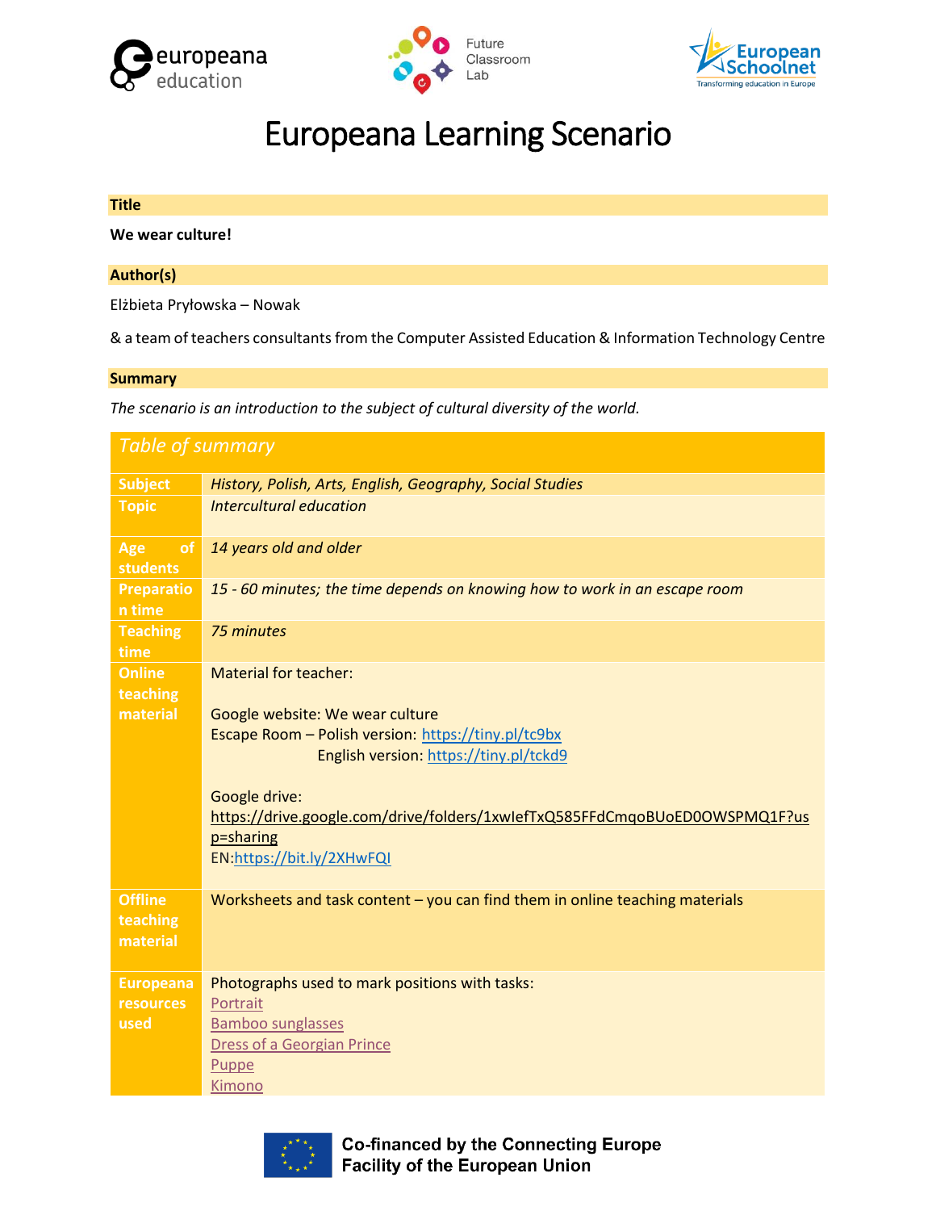# Europeana Learning Scenario

## Title

**We wear culture!**

## Author(s)

Elżbieta Pryłowska – Nowak

& a team of teachers consultants from the Computer Assisted Education & Information Technology Centre

## Summary

*The scenario is an introduction to the subject of cultural diversity of the world.*

| *Table of summary* | |
|---|---|
| **Subject** | *History, Polish, Arts, English, Geography, Social Studies* |
| **Topic** | *Intercultural education* |
| **Age of students** | *14 years old and older* |
| **Preparation time** | *15 - 60 minutes; the time depends on knowing how to work in an escape room* |
| **Teaching time** | *75 minutes* |
| **Online teaching material** | Material for teacher:<br><br>Google website: We wear culture<br>Escape Room – Polish version: https://tiny.pl/tc9bx<br>English version: https://tiny.pl/tckd9<br><br>Google drive:<br>https://drive.google.com/drive/folders/1xwIefTxQ585FFdCmqoBUoED0OWSPMQ1F?usp=sharing<br>EN:https://bit.ly/2XHwFQI |
| **Offline teaching material** | Worksheets and task content – you can find them in online teaching materials |
| **Europeana resources used** | Photographs used to mark positions with tasks:<br>Portrait<br>Bamboo sunglasses<br>Dress of a Georgian Prince<br>Puppe<br>Kimono |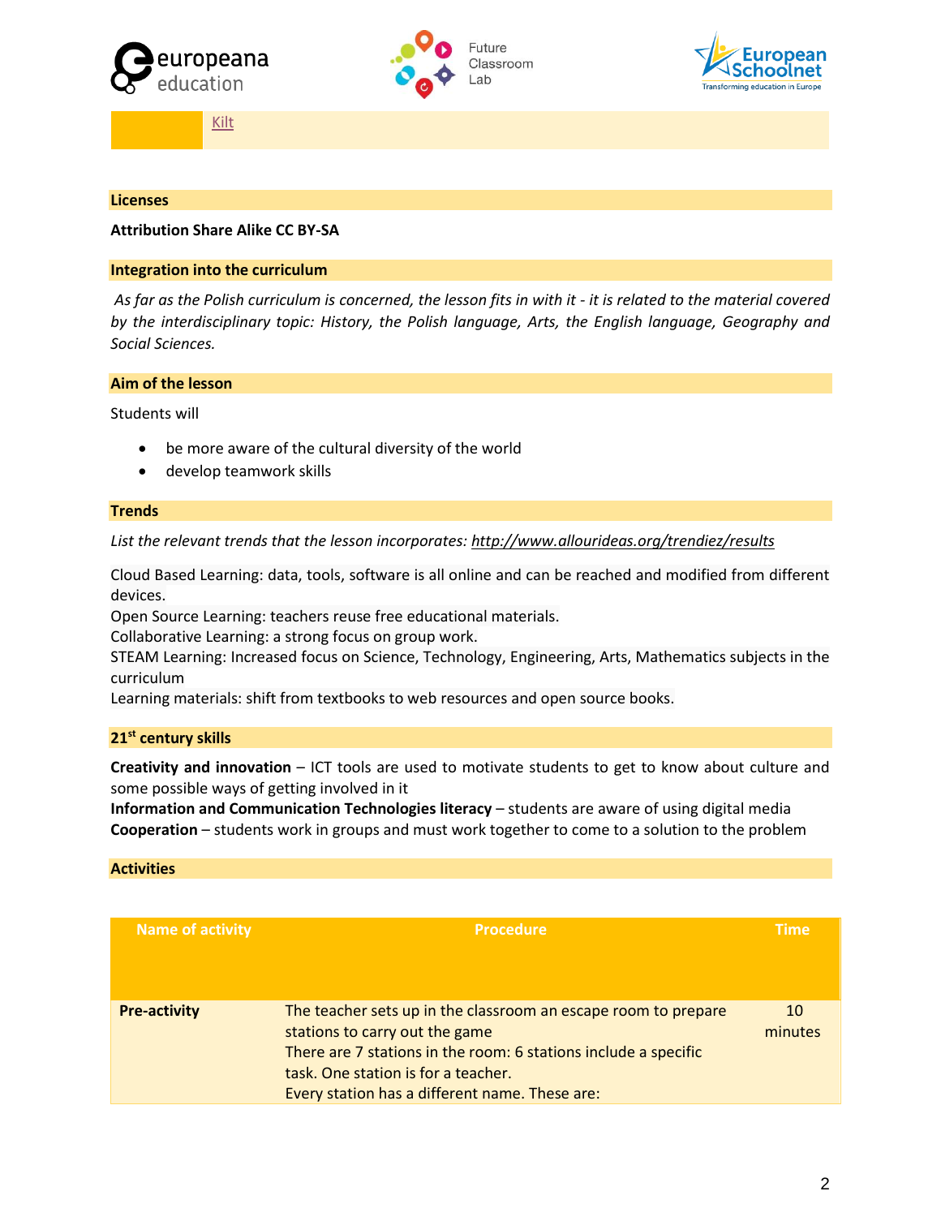| | Kilt |
|---|---|

## Licenses

**Attribution Share Alike CC BY-SA**

## Integration into the curriculum

*As far as the Polish curriculum is concerned, the lesson fits in with it - it is related to the material covered by the interdisciplinary topic: History, the Polish language, Arts, the English language, Geography and Social Sciences.*

## Aim of the lesson

Students will

- be more aware of the cultural diversity of the world
- develop teamwork skills

## Trends

*List the relevant trends that the lesson incorporates: http://www.allourideas.org/trendiez/results*

Cloud Based Learning: data, tools, software is all online and can be reached and modified from different devices.
Open Source Learning: teachers reuse free educational materials.
Collaborative Learning: a strong focus on group work.
STEAM Learning: Increased focus on Science, Technology, Engineering, Arts, Mathematics subjects in the curriculum
Learning materials: shift from textbooks to web resources and open source books.

## 21st century skills

**Creativity and innovation** – ICT tools are used to motivate students to get to know about culture and some possible ways of getting involved in it
**Information and Communication Technologies literacy** – students are aware of using digital media
**Cooperation** – students work in groups and must work together to come to a solution to the problem

## Activities

| Name of activity | Procedure | Time |
|---|---|---|
| **Pre-activity** | The teacher sets up in the classroom an escape room to prepare stations to carry out the game<br>There are 7 stations in the room: 6 stations include a specific task. One station is for a teacher.<br>Every station has a different name. These are: | 10 minutes |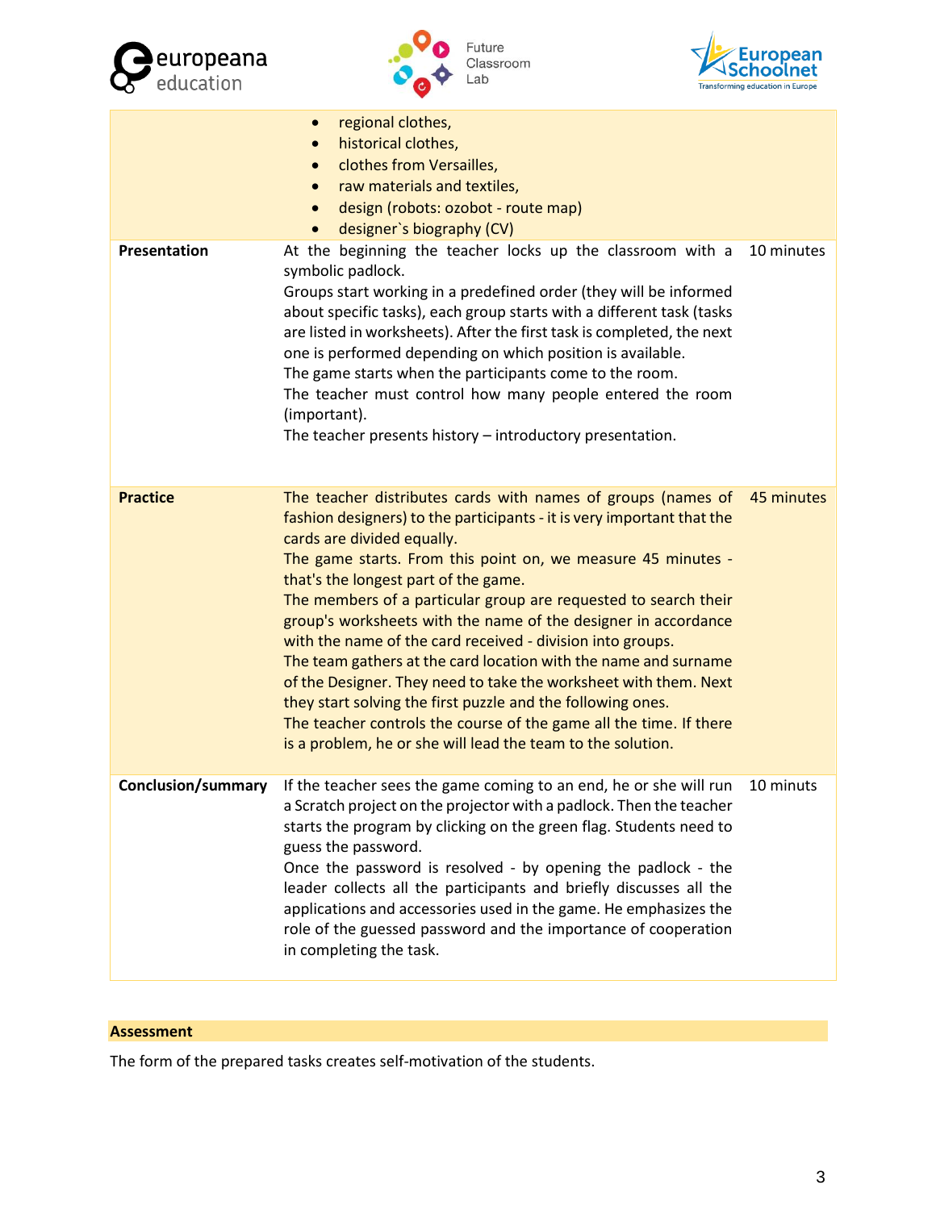| | | |
|---|---|---|
| | • regional clothes,<br>• historical clothes,<br>• clothes from Versailles,<br>• raw materials and textiles,<br>• design (robots: ozobot - route map)<br>• designer`s biography (CV) | |
| **Presentation** | At the beginning the teacher locks up the classroom with a symbolic padlock.<br>Groups start working in a predefined order (they will be informed about specific tasks), each group starts with a different task (tasks are listed in worksheets). After the first task is completed, the next one is performed depending on which position is available.<br>The game starts when the participants come to the room.<br>The teacher must control how many people entered the room (important).<br>The teacher presents history – introductory presentation. | 10 minutes |
| **Practice** | The teacher distributes cards with names of groups (names of fashion designers) to the participants - it is very important that the cards are divided equally.<br>The game starts. From this point on, we measure 45 minutes - that's the longest part of the game.<br>The members of a particular group are requested to search their group's worksheets with the name of the designer in accordance with the name of the card received - division into groups.<br>The team gathers at the card location with the name and surname of the Designer. They need to take the worksheet with them. Next they start solving the first puzzle and the following ones.<br>The teacher controls the course of the game all the time. If there is a problem, he or she will lead the team to the solution. | 45 minutes |
| **Conclusion/summary** | If the teacher sees the game coming to an end, he or she will run a Scratch project on the projector with a padlock. Then the teacher starts the program by clicking on the green flag. Students need to guess the password.<br>Once the password is resolved - by opening the padlock - the leader collects all the participants and briefly discusses all the applications and accessories used in the game. He emphasizes the role of the guessed password and the importance of cooperation in completing the task. | 10 minuts |

## Assessment

The form of the prepared tasks creates self-motivation of the students.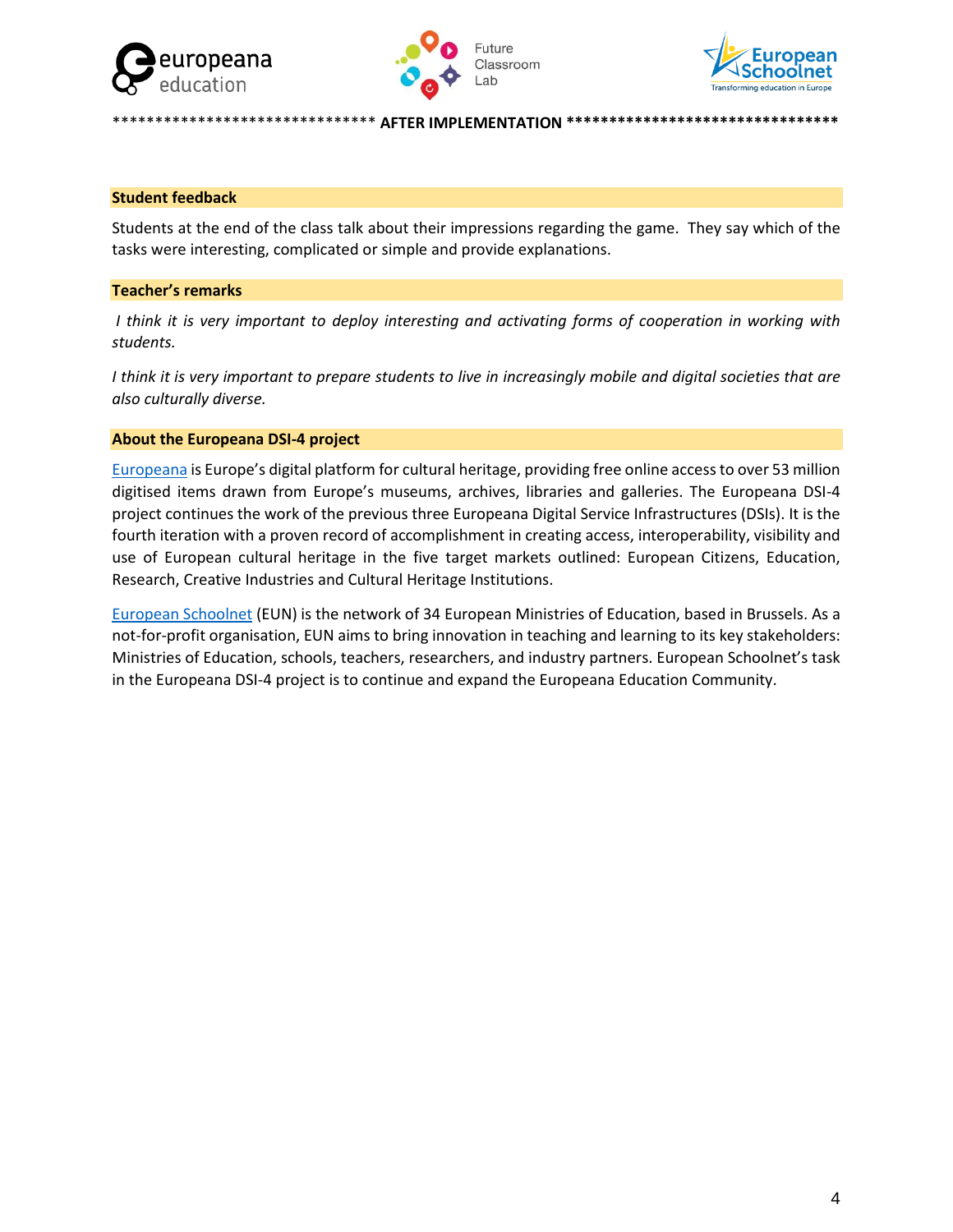****************************** **AFTER IMPLEMENTATION** ********************************

### Student feedback

Students at the end of the class talk about their impressions regarding the game. They say which of the tasks were interesting, complicated or simple and provide explanations.

### Teacher's remarks

*I think it is very important to deploy interesting and activating forms of cooperation in working with students.*

*I think it is very important to prepare students to live in increasingly mobile and digital societies that are also culturally diverse.*

### About the Europeana DSI-4 project

Europeana is Europe's digital platform for cultural heritage, providing free online access to over 53 million digitised items drawn from Europe's museums, archives, libraries and galleries. The Europeana DSI-4 project continues the work of the previous three Europeana Digital Service Infrastructures (DSIs). It is the fourth iteration with a proven record of accomplishment in creating access, interoperability, visibility and use of European cultural heritage in the five target markets outlined: European Citizens, Education, Research, Creative Industries and Cultural Heritage Institutions.

European Schoolnet (EUN) is the network of 34 European Ministries of Education, based in Brussels. As a not-for-profit organisation, EUN aims to bring innovation in teaching and learning to its key stakeholders: Ministries of Education, schools, teachers, researchers, and industry partners. European Schoolnet's task in the Europeana DSI-4 project is to continue and expand the Europeana Education Community.